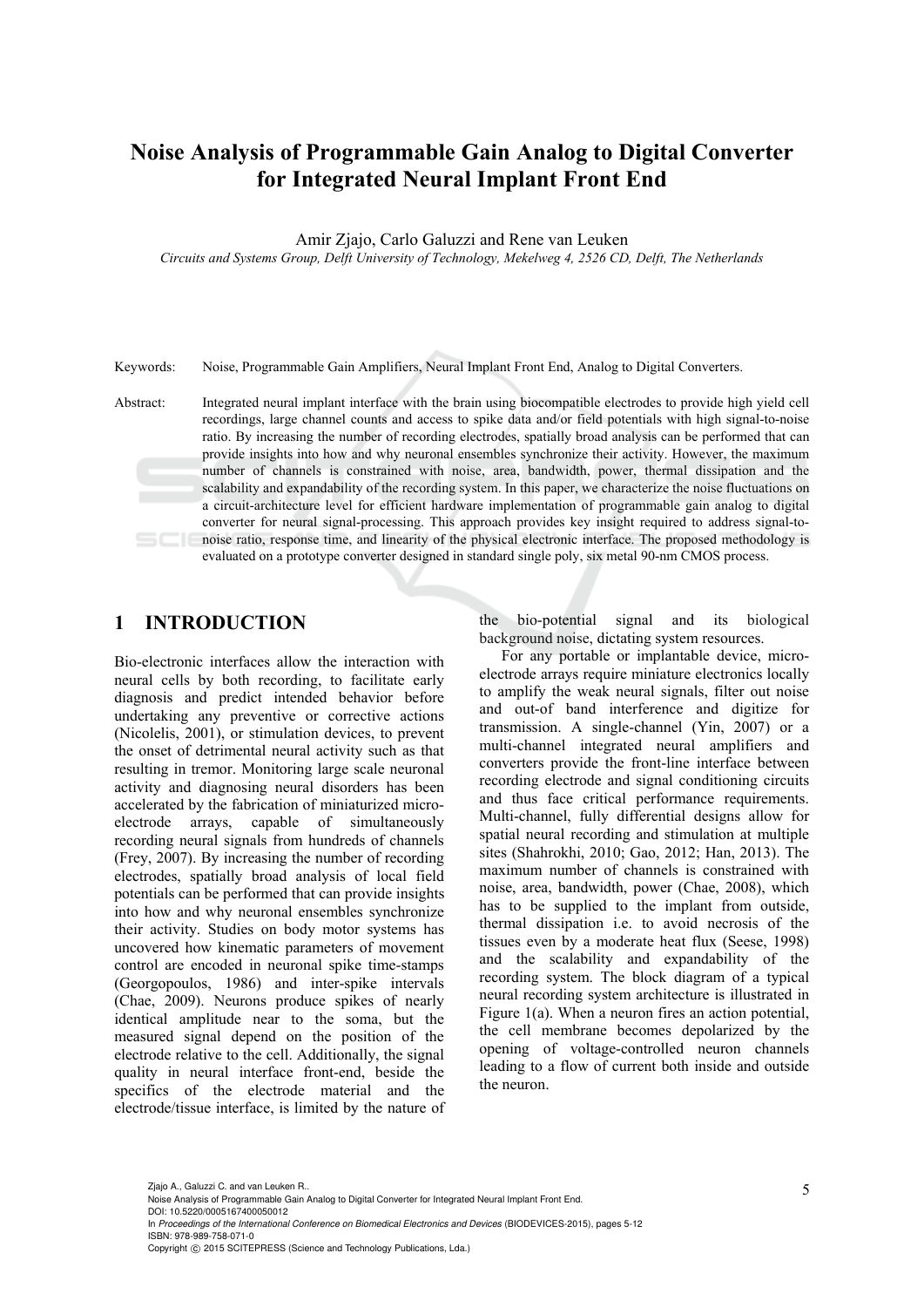# Noise Analysis of Programmable Gain Analog to Digital Converter for Integrated Neural Implant Front End

Amir Zjajo, Carlo Galuzzi and Rene van Leuken

*Circuits and Systems Group, Delft University of Technology, Mekelweg 4, 2526 CD, Delft, The Netherlands*

Keywords: Noise, Programmable Gain Amplifiers, Neural Implant Front End, Analog to Digital Converters.

Abstract: Integrated neural implant interface with the brain using biocompatible electrodes to provide high yield cell recordings, large channel counts and access to spike data and/or field potentials with high signal-to-noise ratio. By increasing the number of recording electrodes, spatially broad analysis can be performed that can provide insights into how and why neuronal ensembles synchronize their activity. However, the maximum number of channels is constrained with noise, area, bandwidth, power, thermal dissipation and the scalability and expandability of the recording system. In this paper, we characterize the noise fluctuations on a circuit-architecture level for efficient hardware implementation of programmable gain analog to digital converter for neural signal-processing. This approach provides key insight required to address signal-to-noise ratio, response time, and linearity of the physical electronic interface. The proposed methodology is evaluated on a prototype converter designed in standard single poly, six metal 90-nm CMOS process.

## 1 INTRODUCTION

Bio-electronic interfaces allow the interaction with neural cells by both recording, to facilitate early diagnosis and predict intended behavior before undertaking any preventive or corrective actions (Nicolelis, 2001), or stimulation devices, to prevent the onset of detrimental neural activity such as that resulting in tremor. Monitoring large scale neuronal activity and diagnosing neural disorders has been accelerated by the fabrication of miniaturized micro-electrode arrays, capable of simultaneously recording neural signals from hundreds of channels (Frey, 2007). By increasing the number of recording electrodes, spatially broad analysis of local field potentials can be performed that can provide insights into how and why neuronal ensembles synchronize their activity. Studies on body motor systems has uncovered how kinematic parameters of movement control are encoded in neuronal spike time-stamps (Georgopoulos, 1986) and inter-spike intervals (Chae, 2009). Neurons produce spikes of nearly identical amplitude near to the soma, but the measured signal depend on the position of the electrode relative to the cell. Additionally, the signal quality in neural interface front-end, beside the specifics of the electrode material and the electrode/tissue interface, is limited by the nature of the bio-potential signal and its biological background noise, dictating system resources.

For any portable or implantable device, micro-electrode arrays require miniature electronics locally to amplify the weak neural signals, filter out noise and out-of band interference and digitize for transmission. A single-channel (Yin, 2007) or a multi-channel integrated neural amplifiers and converters provide the front-line interface between recording electrode and signal conditioning circuits and thus face critical performance requirements. Multi-channel, fully differential designs allow for spatial neural recording and stimulation at multiple sites (Shahrokhi, 2010; Gao, 2012; Han, 2013). The maximum number of channels is constrained with noise, area, bandwidth, power (Chae, 2008), which has to be supplied to the implant from outside, thermal dissipation i.e. to avoid necrosis of the tissues even by a moderate heat flux (Seese, 1998) and the scalability and expandability of the recording system. The block diagram of a typical neural recording system architecture is illustrated in Figure 1(a). When a neuron fires an action potential, the cell membrane becomes depolarized by the opening of voltage-controlled neuron channels leading to a flow of current both inside and outside the neuron.

Zjajo A., Galuzzi C. and van Leuken R..
Noise Analysis of Programmable Gain Analog to Digital Converter for Integrated Neural Implant Front End.
DOI: 10.5220/0005167400050012
In *Proceedings of the International Conference on Biomedical Electronics and Devices* (BIODEVICES-2015), pages 5-12
ISBN: 978-989-758-071-0
Copyright © 2015 SCITEPRESS (Science and Technology Publications, Lda.)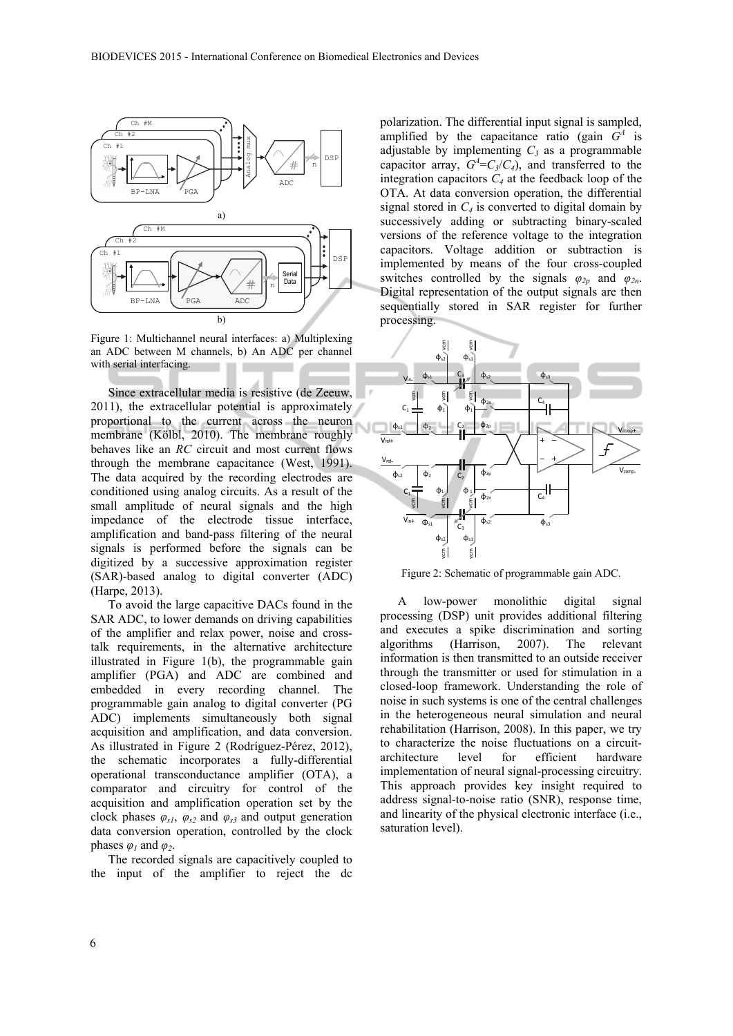Figure 1: Multichannel neural interfaces: a) Multiplexing an ADC between M channels, b) An ADC per channel with serial interfacing.

Since extracellular media is resistive (de Zeeuw, 2011), the extracellular potential is approximately proportional to the current across the neuron membrane (Kölbl, 2010). The membrane roughly behaves like an *RC* circuit and most current flows through the membrane capacitance (West, 1991). The data acquired by the recording electrodes are conditioned using analog circuits. As a result of the small amplitude of neural signals and the high impedance of the electrode tissue interface, amplification and band-pass filtering of the neural signals is performed before the signals can be digitized by a successive approximation register (SAR)-based analog to digital converter (ADC) (Harpe, 2013).

To avoid the large capacitive DACs found in the SAR ADC, to lower demands on driving capabilities of the amplifier and relax power, noise and cross-talk requirements, in the alternative architecture illustrated in Figure 1(b), the programmable gain amplifier (PGA) and ADC are combined and embedded in every recording channel. The programmable gain analog to digital converter (PG ADC) implements simultaneously both signal acquisition and amplification, and data conversion. As illustrated in Figure 2 (Rodríguez-Pérez, 2012), the schematic incorporates a fully-differential operational transconductance amplifier (OTA), a comparator and circuitry for control of the acquisition and amplification operation set by the clock phases $\varphi_{s1}$, $\varphi_{s2}$ and $\varphi_{s3}$ and output generation data conversion operation, controlled by the clock phases $\varphi_1$ and $\varphi_2$.

The recorded signals are capacitively coupled to the input of the amplifier to reject the dc polarization. The differential input signal is sampled, amplified by the capacitance ratio (gain $G^A$ is adjustable by implementing $C_3$ as a programmable capacitor array, $G^A = C_3/C_4$), and transferred to the integration capacitors $C_4$ at the feedback loop of the OTA. At data conversion operation, the differential signal stored in $C_4$ is converted to digital domain by successively adding or subtracting binary-scaled versions of the reference voltage to the integration capacitors. Voltage addition or subtraction is implemented by means of the four cross-coupled switches controlled by the signals $\varphi_{2p}$ and $\varphi_{2n}$. Digital representation of the output signals are then sequentially stored in SAR register for further processing.

Figure 2: Schematic of programmable gain ADC.

A low-power monolithic digital signal processing (DSP) unit provides additional filtering and executes a spike discrimination and sorting algorithms (Harrison, 2007). The relevant information is then transmitted to an outside receiver through the transmitter or used for stimulation in a closed-loop framework. Understanding the role of noise in such systems is one of the central challenges in the heterogeneous neural simulation and neural rehabilitation (Harrison, 2008). In this paper, we try to characterize the noise fluctuations on a circuit-architecture level for efficient hardware implementation of neural signal-processing circuitry. This approach provides key insight required to address signal-to-noise ratio (SNR), response time, and linearity of the physical electronic interface (i.e., saturation level).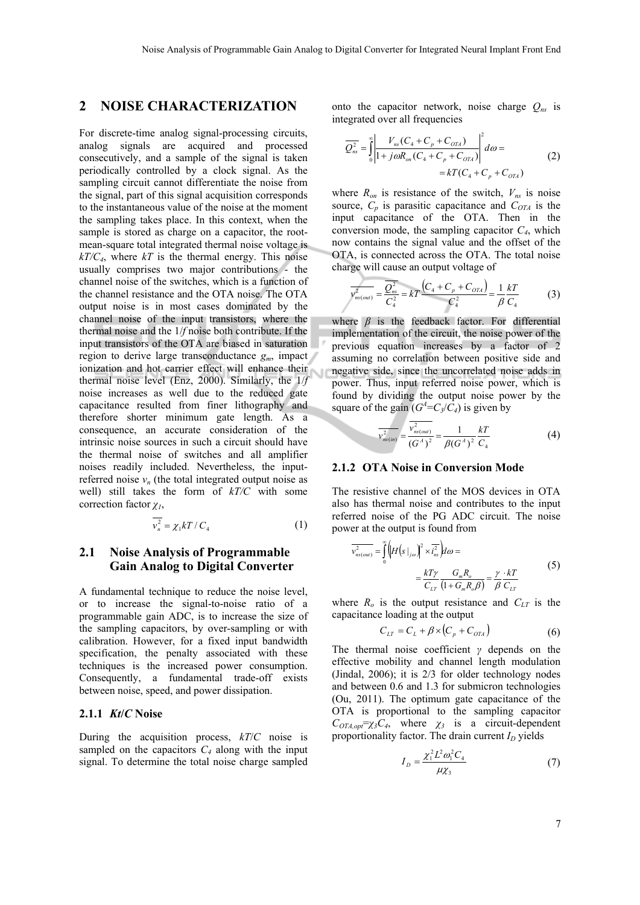## 2 NOISE CHARACTERIZATION

For discrete-time analog signal-processing circuits, analog signals are acquired and processed consecutively, and a sample of the signal is taken periodically controlled by a clock signal. As the sampling circuit cannot differentiate the noise from the signal, part of this signal acquisition corresponds to the instantaneous value of the noise at the moment the sampling takes place. In this context, when the sample is stored as charge on a capacitor, the root-mean-square total integrated thermal noise voltage is $kT/C_4$, where $kT$ is the thermal energy. This noise usually comprises two major contributions - the channel noise of the switches, which is a function of the channel resistance and the OTA noise. The OTA output noise is in most cases dominated by the channel noise of the input transistors, where the thermal noise and the 1/*f* noise both contribute. If the input transistors of the OTA are biased in saturation region to derive large transconductance $g_m$, impact ionization and hot carrier effect will enhance their thermal noise level (Enz, 2000). Similarly, the 1/*f* noise increases as well due to the reduced gate capacitance resulted from finer lithography and therefore shorter minimum gate length. As a consequence, an accurate consideration of the intrinsic noise sources in such a circuit should have the thermal noise of switches and all amplifier noises readily included. Nevertheless, the input-referred noise $v_n$ (the total integrated output noise as well) still takes the form of $kT/C$ with some correction factor $\chi_1$,

$$\overline{v_n^2} = \chi_1 kT / C_4 \tag{1}$$

### 2.1 Noise Analysis of Programmable Gain Analog to Digital Converter

A fundamental technique to reduce the noise level, or to increase the signal-to-noise ratio of a programmable gain ADC, is to increase the size of the sampling capacitors, by over-sampling or with calibration. However, for a fixed input bandwidth specification, the penalty associated with these techniques is the increased power consumption. Consequently, a fundamental trade-off exists between noise, speed, and power dissipation.

#### 2.1.1 *Kt/C* Noise

During the acquisition process, $kT/C$ noise is sampled on the capacitors $C_4$ along with the input signal. To determine the total noise charge sampled onto the capacitor network, noise charge $Q_{ns}$ is integrated over all frequencies

$$\overline{Q_{ns}^2} = \int_0^{\infty} \left| \frac{V_{ns}(C_4 + C_p + C_{OTA})}{1 + j\omega R_{on}(C_4 + C_p + C_{OTA})} \right|^2 d\omega = kT(C_4 + C_p + C_{OTA}) \tag{2}$$

where $R_{on}$ is resistance of the switch, $V_{ns}$ is noise source, $C_p$ is parasitic capacitance and $C_{OTA}$ is the input capacitance of the OTA. Then in the conversion mode, the sampling capacitor $C_4$, which now contains the signal value and the offset of the OTA, is connected across the OTA. The total noise charge will cause an output voltage of

$$\overline{v_{ns(out)}^2} = \frac{\overline{Q_{ns}^2}}{C_4^2} = kT\frac{(C_4 + C_p + C_{OTA})}{C_4^2} = \frac{1}{\beta}\frac{kT}{C_4} \tag{3}$$

where $\beta$ is the feedback factor. For differential implementation of the circuit, the noise power of the previous equation increases by a factor of 2 assuming no correlation between positive side and negative side, since the uncorrelated noise adds in power. Thus, input referred noise power, which is found by dividing the output noise power by the square of the gain ($G^A=C_3/C_4$) is given by

$$\overline{v_{ns(in)}^2} = \frac{\overline{v_{ns(out)}^2}}{(G^A)^2} = \frac{1}{\beta (G^A)^2}\frac{kT}{C_4} \tag{4}$$

#### 2.1.2 OTA Noise in Conversion Mode

The resistive channel of the MOS devices in OTA also has thermal noise and contributes to the input referred noise of the PG ADC circuit. The noise power at the output is found from

$$\overline{v_{ns(out)}^2} = \int_0^{\infty} \left( \left| H(s|_{j\omega}) \right|^2 \times \overline{i_{ns}^2} \right) d\omega = \frac{kT\gamma}{C_{LT}} \frac{G_m R_o}{(1 + G_m R_o \beta)} = \frac{\gamma}{\beta} \frac{kT}{C_{LT}} \tag{5}$$

where $R_o$ is the output resistance and $C_{LT}$ is the capacitance loading at the output

$$C_{LT} = C_L + \beta \times (C_p + C_{OTA}) \tag{6}$$

The thermal noise coefficient $\gamma$ depends on the effective mobility and channel length modulation (Jindal, 2006); it is 2/3 for older technology nodes and between 0.6 and 1.3 for submicron technologies (Ou, 2011). The optimum gate capacitance of the OTA is proportional to the sampling capacitor $C_{OTA,opt}=\chi_3 C_4$, where $\chi_3$ is a circuit-dependent proportionality factor. The drain current $I_D$ yields

$$I_D = \frac{\chi_1^2 L^2 \omega_1^2 C_4}{\mu \chi_3} \tag{7}$$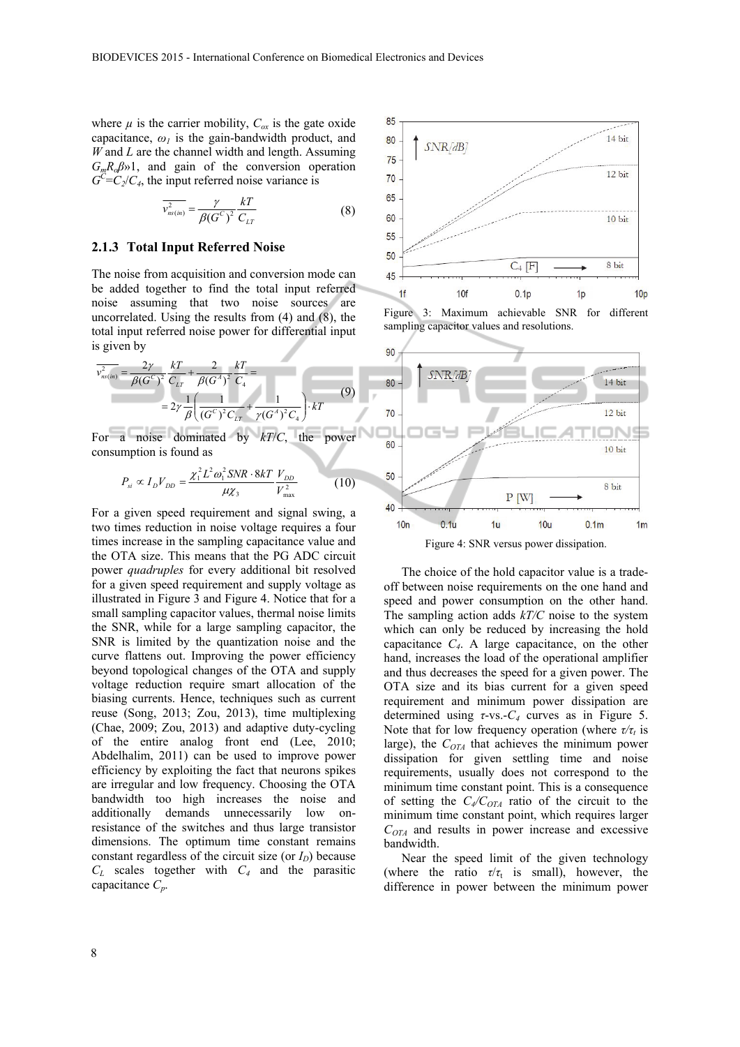where $\mu$ is the carrier mobility, $C_{ox}$ is the gate oxide capacitance, $\omega_1$ is the gain-bandwidth product, and $W$ and $L$ are the channel width and length. Assuming $G_m R_o \beta$»1, and gain of the conversion operation $G^C = C_2/C_4$, the input referred noise variance is

$$\overline{v_{ns(in)}^2} = \frac{\gamma}{\beta (G^C)^2} \frac{kT}{C_{LT}} \tag{8}$$

### 2.1.3 Total Input Referred Noise

The noise from acquisition and conversion mode can be added together to find the total input referred noise assuming that two noise sources are uncorrelated. Using the results from (4) and (8), the total input referred noise power for differential input is given by

$$\begin{aligned}\overline{v_{ns(in)}^2} &= \frac{2\gamma}{\beta (G^C)^2} \frac{kT}{C_{LT}} + \frac{2}{\beta (G^A)^2} \frac{kT}{C_4} = \\ &= 2\gamma \frac{1}{\beta}\left(\frac{1}{(G^C)^2 C_{LT}} + \frac{1}{\gamma (G^A)^2 C_4}\right) \cdot kT\end{aligned} \tag{9}$$

For a noise dominated by $kT/C$, the power consumption is found as

$$P_{si} \propto I_D V_{DD} = \frac{\chi_1^2 L^2 \omega_1^2 SNR \cdot 8kT}{\mu \chi_3} \frac{V_{DD}}{V_{\max}^2} \tag{10}$$

For a given speed requirement and signal swing, a two times reduction in noise voltage requires a four times increase in the sampling capacitance value and the OTA size. This means that the PG ADC circuit power *quadruples* for every additional bit resolved for a given speed requirement and supply voltage as illustrated in Figure 3 and Figure 4. Notice that for a small sampling capacitor values, thermal noise limits the SNR, while for a large sampling capacitor, the SNR is limited by the quantization noise and the curve flattens out. Improving the power efficiency beyond topological changes of the OTA and supply voltage reduction require smart allocation of the biasing currents. Hence, techniques such as current reuse (Song, 2013; Zou, 2013), time multiplexing (Chae, 2009; Zou, 2013) and adaptive duty-cycling of the entire analog front end (Lee, 2010; Abdelhalim, 2011) can be used to improve power efficiency by exploiting the fact that neurons spikes are irregular and low frequency. Choosing the OTA bandwidth too high increases the noise and additionally demands unnecessarily low on-resistance of the switches and thus large transistor dimensions. The optimum time constant remains constant regardless of the circuit size (or $I_D$) because $C_L$ scales together with $C_4$ and the parasitic capacitance $C_p$.

Figure 3: Maximum achievable SNR for different sampling capacitor values and resolutions.

Figure 4: SNR versus power dissipation.

The choice of the hold capacitor value is a trade-off between noise requirements on the one hand and speed and power consumption on the other hand. The sampling action adds $kT/C$ noise to the system which can only be reduced by increasing the hold capacitance $C_4$. A large capacitance, on the other hand, increases the load of the operational amplifier and thus decreases the speed for a given power. The OTA size and its bias current for a given speed requirement and minimum power dissipation are determined using $\tau$-vs.-$C_4$ curves as in Figure 5. Note that for low frequency operation (where $\tau/\tau_t$ is large), the $C_{OTA}$ that achieves the minimum power dissipation for given settling time and noise requirements, usually does not correspond to the minimum time constant point. This is a consequence of setting the $C_4/C_{OTA}$ ratio of the circuit to the minimum time constant point, which requires larger $C_{OTA}$ and results in power increase and excessive bandwidth.

Near the speed limit of the given technology (where the ratio $\tau/\tau_t$ is small), however, the difference in power between the minimum power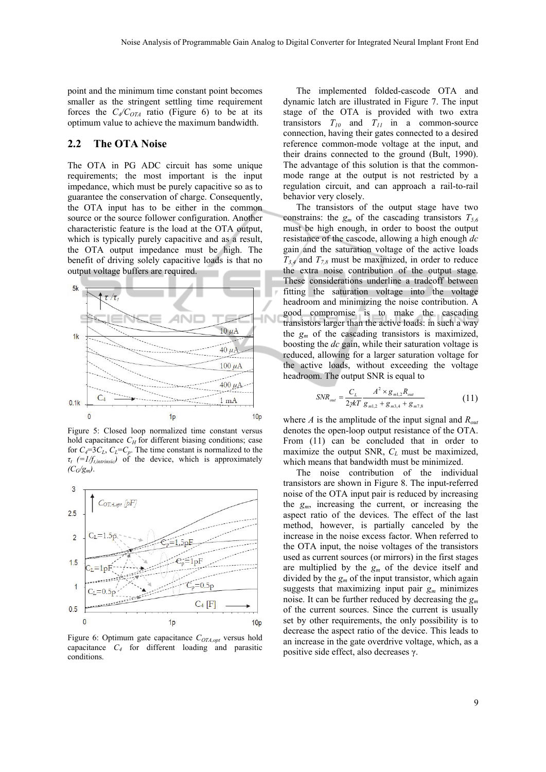point and the minimum time constant point becomes smaller as the stringent settling time requirement forces the $C_4/C_{OTA}$ ratio (Figure 6) to be at its optimum value to achieve the maximum bandwidth.

## 2.2 The OTA Noise

The OTA in PG ADC circuit has some unique requirements; the most important is the input impedance, which must be purely capacitive so as to guarantee the conservation of charge. Consequently, the OTA input has to be either in the common source or the source follower configuration. Another characteristic feature is the load at the OTA output, which is typically purely capacitive and as a result, the OTA output impedance must be high. The benefit of driving solely capacitive loads is that no output voltage buffers are required.

Figure 5: Closed loop normalized time constant versus hold capacitance $C_H$ for different biasing conditions; case for $C_4$=3$C_L$, $C_L$=$C_p$. The time constant is normalized to the $\tau_t$ (=1/$f_{t,intrinsic}$) of the device, which is approximately ($C_G$/$g_m$).

Figure 6: Optimum gate capacitance $C_{OTA,opt}$ versus hold capacitance $C_4$ for different loading and parasitic conditions.

The implemented folded-cascode OTA and dynamic latch are illustrated in Figure 7. The input stage of the OTA is provided with two extra transistors $T_{10}$ and $T_{11}$ in a common-source connection, having their gates connected to a desired reference common-mode voltage at the input, and their drains connected to the ground (Bult, 1990). The advantage of this solution is that the common-mode range at the output is not restricted by a regulation circuit, and can approach a rail-to-rail behavior very closely.

The transistors of the output stage have two constrains: the $g_m$ of the cascading transistors $T_{5,6}$ must be high enough, in order to boost the output resistance of the cascode, allowing a high enough *dc* gain and the saturation voltage of the active loads $T_{3,4}$ and $T_{7,8}$ must be maximized, in order to reduce the extra noise contribution of the output stage. These considerations underline a tradeoff between fitting the saturation voltage into the voltage headroom and minimizing the noise contribution. A good compromise is to make the cascading transistors larger than the active loads: in such a way the $g_m$ of the cascading transistors is maximized, boosting the *dc* gain, while their saturation voltage is reduced, allowing for a larger saturation voltage for the active loads, without exceeding the voltage headroom. The output SNR is equal to

$$SNR_{out} = \frac{C_L}{2\gamma kT} \frac{A^2 \times g_{m1,2} R_{out}}{g_{m1,2} + g_{m3,4} + g_{m7,8}} \tag{11}$$

where $A$ is the amplitude of the input signal and $R_{out}$ denotes the open-loop output resistance of the OTA. From (11) can be concluded that in order to maximize the output SNR, $C_L$ must be maximized, which means that bandwidth must be minimized.

The noise contribution of the individual transistors are shown in Figure 8. The input-referred noise of the OTA input pair is reduced by increasing the $g_m$, increasing the current, or increasing the aspect ratio of the devices. The effect of the last method, however, is partially canceled by the increase in the noise excess factor. When referred to the OTA input, the noise voltages of the transistors used as current sources (or mirrors) in the first stages are multiplied by the $g_m$ of the device itself and divided by the $g_m$ of the input transistor, which again suggests that maximizing input pair $g_m$ minimizes noise. It can be further reduced by decreasing the $g_m$ of the current sources. Since the current is usually set by other requirements, the only possibility is to decrease the aspect ratio of the device. This leads to an increase in the gate overdrive voltage, which, as a positive side effect, also decreases γ.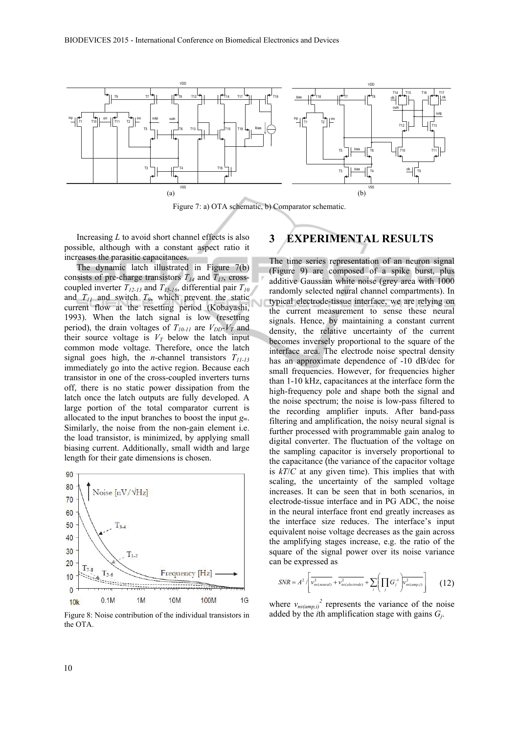Figure 7: a) OTA schematic, b) Comparator schematic.

Increasing $L$ to avoid short channel effects is also possible, although with a constant aspect ratio it increases the parasitic capacitances.

The dynamic latch illustrated in Figure 7(b) consists of pre-charge transistors $T_{14}$ and $T_{17}$, cross-coupled inverter $T_{12-13}$ and $T_{15-16}$, differential pair $T_{10}$ and $T_{11}$ and switch $T_9$, which prevent the static current flow at the resetting period (Kobayashi, 1993). When the latch signal is low (resetting period), the drain voltages of $T_{10-11}$ are $V_{DD}$-$V_T$ and their source voltage is $V_T$ below the latch input common mode voltage. Therefore, once the latch signal goes high, the *n*-channel transistors $T_{11-13}$ immediately go into the active region. Because each transistor in one of the cross-coupled inverters turns off, there is no static power dissipation from the latch once the latch outputs are fully developed. A large portion of the total comparator current is allocated to the input branches to boost the input $g_m$. Similarly, the noise from the non-gain element i.e. the load transistor, is minimized, by applying small biasing current. Additionally, small width and large length for their gate dimensions is chosen.

Figure 8: Noise contribution of the individual transistors in the OTA.

## 3 EXPERIMENTAL RESULTS

The time series representation of an neuron signal (Figure 9) are composed of a spike burst, plus additive Gaussian white noise (grey area with 1000 randomly selected neural channel compartments). In typical electrode-tissue interface, we are relying on the current measurement to sense these neural signals. Hence, by maintaining a constant current density, the relative uncertainty of the current becomes inversely proportional to the square of the interface area. The electrode noise spectral density has an approximate dependence of -10 dB/dec for small frequencies. However, for frequencies higher than 1-10 kHz, capacitances at the interface form the high-frequency pole and shape both the signal and the noise spectrum; the noise is low-pass filtered to the recording amplifier inputs. After band-pass filtering and amplification, the noisy neural signal is further processed with programmable gain analog to digital converter. The fluctuation of the voltage on the sampling capacitor is inversely proportional to the capacitance (the variance of the capacitor voltage is $kT/C$ at any given time). This implies that with scaling, the uncertainty of the sampled voltage increases. It can be seen that in both scenarios, in electrode-tissue interface and in PG ADC, the noise in the neural interface front end greatly increases as the interface size reduces. The interface's input equivalent noise voltage decreases as the gain across the amplifying stages increase, e.g. the ratio of the square of the signal power over its noise variance can be expressed as

$$SNR = A^2 / \left[ \overline{v^2_{ns(neural)}} + \overline{v^2_{ns(electrode)}} + \sum_i \left( \prod_j G_j^{-1} \right) \overline{v^2_{ns(amp,i)}} \right] \quad (12)$$

where $v_{ns(amp,i)}^2$ represents the variance of the noise added by the $i$th amplification stage with gains $G_j$.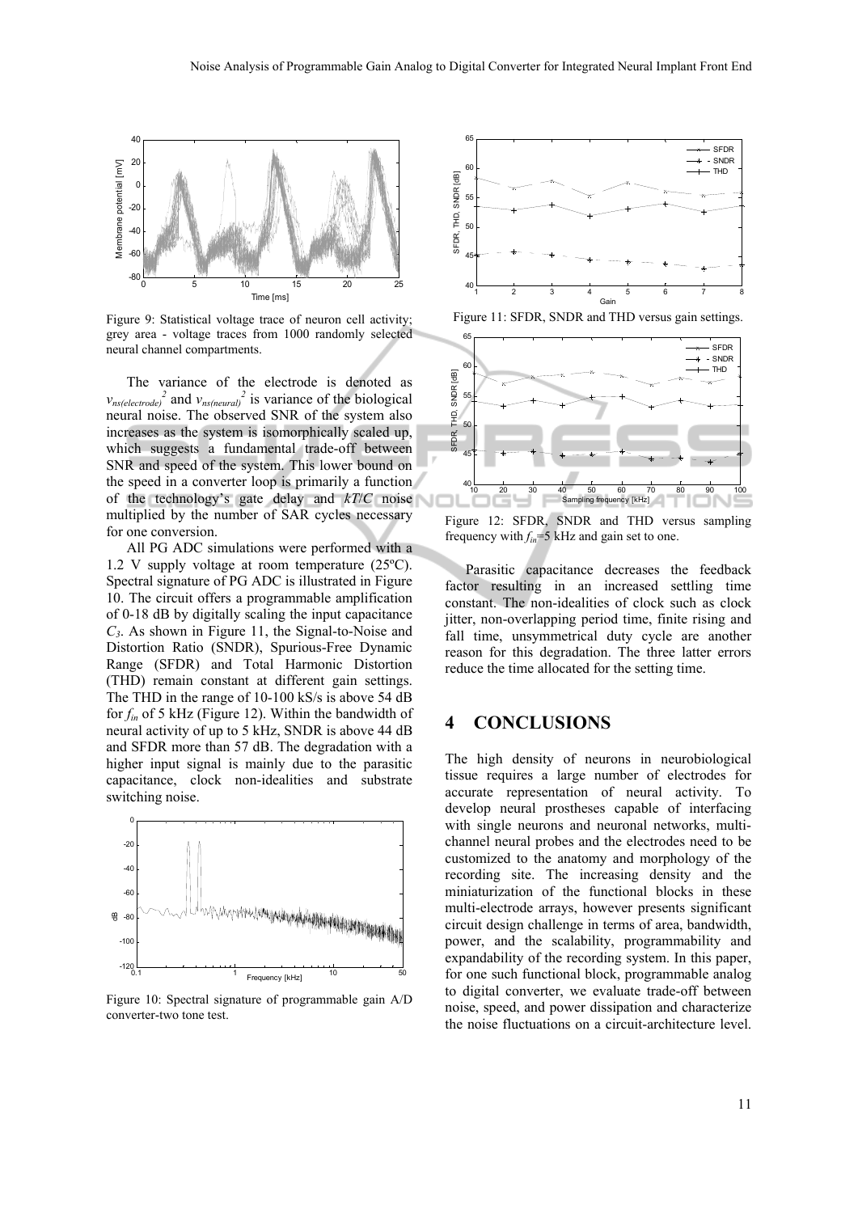Figure 9: Statistical voltage trace of neuron cell activity; grey area - voltage traces from 1000 randomly selected neural channel compartments.

The variance of the electrode is denoted as $v_{ns(electrode)}^2$ and $v_{ns(neural)}^2$ is variance of the biological neural noise. The observed SNR of the system also increases as the system is isomorphically scaled up, which suggests a fundamental trade-off between SNR and speed of the system. This lower bound on the speed in a converter loop is primarily a function of the technology's gate delay and $kT/C$ noise multiplied by the number of SAR cycles necessary for one conversion.

All PG ADC simulations were performed with a 1.2 V supply voltage at room temperature (25ºC). Spectral signature of PG ADC is illustrated in Figure 10. The circuit offers a programmable amplification of 0-18 dB by digitally scaling the input capacitance $C_3$. As shown in Figure 11, the Signal-to-Noise and Distortion Ratio (SNDR), Spurious-Free Dynamic Range (SFDR) and Total Harmonic Distortion (THD) remain constant at different gain settings. The THD in the range of 10-100 kS/s is above 54 dB for $f_{in}$ of 5 kHz (Figure 12). Within the bandwidth of neural activity of up to 5 kHz, SNDR is above 44 dB and SFDR more than 57 dB. The degradation with a higher input signal is mainly due to the parasitic capacitance, clock non-idealities and substrate switching noise.

Figure 10: Spectral signature of programmable gain A/D converter-two tone test.

Figure 11: SFDR, SNDR and THD versus gain settings.

Figure 12: SFDR, SNDR and THD versus sampling frequency with $f_{in}$=5 kHz and gain set to one.

Parasitic capacitance decreases the feedback factor resulting in an increased settling time constant. The non-idealities of clock such as clock jitter, non-overlapping period time, finite rising and fall time, unsymmetrical duty cycle are another reason for this degradation. The three latter errors reduce the time allocated for the setting time.

# 4 CONCLUSIONS

The high density of neurons in neurobiological tissue requires a large number of electrodes for accurate representation of neural activity. To develop neural prostheses capable of interfacing with single neurons and neuronal networks, multi-channel neural probes and the electrodes need to be customized to the anatomy and morphology of the recording site. The increasing density and the miniaturization of the functional blocks in these multi-electrode arrays, however presents significant circuit design challenge in terms of area, bandwidth, power, and the scalability, programmability and expandability of the recording system. In this paper, for one such functional block, programmable analog to digital converter, we evaluate trade-off between noise, speed, and power dissipation and characterize the noise fluctuations on a circuit-architecture level.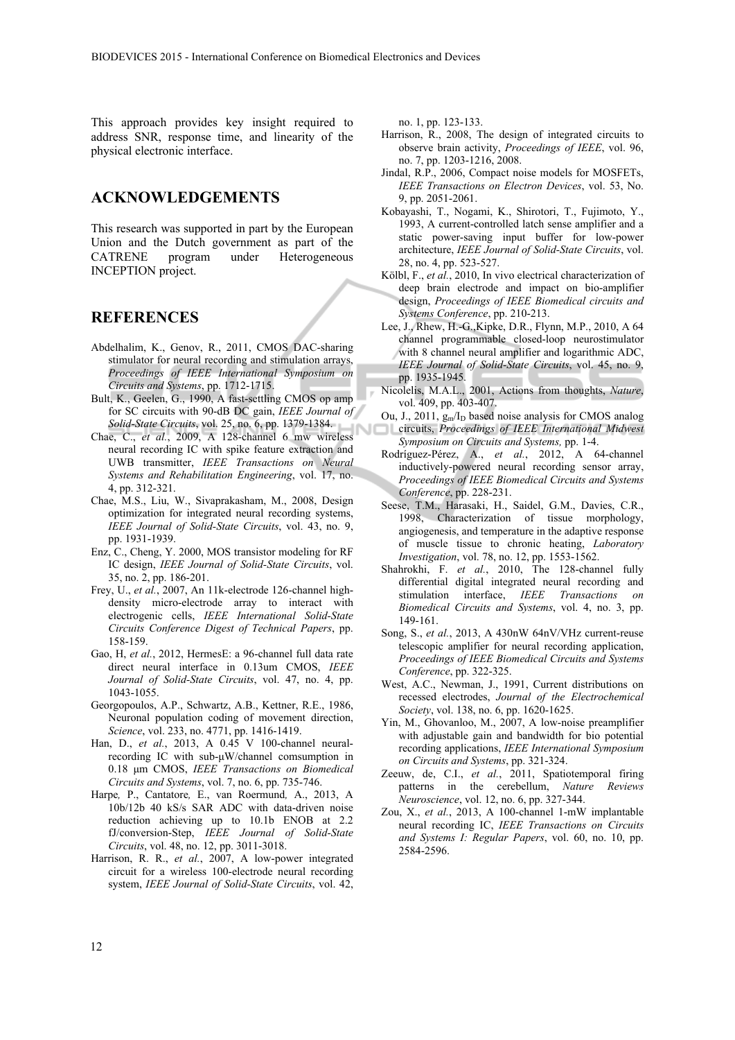This approach provides key insight required to address SNR, response time, and linearity of the physical electronic interface.

## ACKNOWLEDGEMENTS

This research was supported in part by the European Union and the Dutch government as part of the CATRENE program under Heterogeneous INCEPTION project.

## REFERENCES

Abdelhalim, K., Genov, R., 2011, CMOS DAC-sharing stimulator for neural recording and stimulation arrays, *Proceedings of IEEE International Symposium on Circuits and Systems*, pp. 1712-1715.

Bult, K., Geelen, G., 1990, A fast-settling CMOS op amp for SC circuits with 90-dB DC gain, *IEEE Journal of Solid-State Circuits*, vol. 25, no. 6, pp. 1379-1384.

Chae, C., *et al.*, 2009, A 128-channel 6 mw wireless neural recording IC with spike feature extraction and UWB transmitter, *IEEE Transactions on Neural Systems and Rehabilitation Engineering*, vol. 17, no. 4, pp. 312-321.

Chae, M.S., Liu, W., Sivaprakasham, M., 2008, Design optimization for integrated neural recording systems, *IEEE Journal of Solid-State Circuits*, vol. 43, no. 9, pp. 1931-1939.

Enz, C., Cheng, Y. 2000, MOS transistor modeling for RF IC design, *IEEE Journal of Solid-State Circuits*, vol. 35, no. 2, pp. 186-201.

Frey, U., *et al.*, 2007, An 11k-electrode 126-channel high-density micro-electrode array to interact with electrogenic cells, *IEEE International Solid-State Circuits Conference Digest of Technical Papers*, pp. 158-159.

Gao, H, *et al.*, 2012, HermesE: a 96-channel full data rate direct neural interface in 0.13um CMOS, *IEEE Journal of Solid-State Circuits*, vol. 47, no. 4, pp. 1043-1055.

Georgopoulos, A.P., Schwartz, A.B., Kettner, R.E., 1986, Neuronal population coding of movement direction, *Science*, vol. 233, no. 4771, pp. 1416-1419.

Han, D., *et al.*, 2013, A 0.45 V 100-channel neural-recording IC with sub-μW/channel comsumption in 0.18 μm CMOS, *IEEE Transactions on Biomedical Circuits and Systems*, vol. 7, no. 6, pp. 735-746.

Harpe*,* P., Cantatore*,* E., van Roermund*,* A., 2013, A 10b/12b 40 kS/s SAR ADC with data-driven noise reduction achieving up to 10.1b ENOB at 2.2 fJ/conversion-Step, *IEEE Journal of Solid-State Circuits*, vol. 48, no. 12, pp. 3011-3018.

Harrison, R. R., *et al.*, 2007, A low-power integrated circuit for a wireless 100-electrode neural recording system, *IEEE Journal of Solid-State Circuits*, vol. 42, no. 1, pp. 123-133.

Harrison, R., 2008, The design of integrated circuits to observe brain activity, *Proceedings of IEEE*, vol. 96, no. 7, pp. 1203-1216, 2008.

Jindal, R.P., 2006, Compact noise models for MOSFETs, *IEEE Transactions on Electron Devices*, vol. 53, No. 9, pp. 2051-2061.

Kobayashi, T., Nogami, K., Shirotori, T., Fujimoto, Y., 1993, A current-controlled latch sense amplifier and a static power-saving input buffer for low-power architecture, *IEEE Journal of Solid-State Circuits*, vol. 28, no. 4, pp. 523-527.

Kölbl, F., *et al.*, 2010, In vivo electrical characterization of deep brain electrode and impact on bio-amplifier design, *Proceedings of IEEE Biomedical circuits and Systems Conference*, pp. 210-213.

Lee, J., Rhew, H.-G.,Kipke, D.R., Flynn, M.P., 2010, A 64 channel programmable closed-loop neurostimulator with 8 channel neural amplifier and logarithmic ADC, *IEEE Journal of Solid-State Circuits*, vol. 45, no. 9, pp. 1935-1945.

Nicolelis, M.A.L., 2001, Actions from thoughts, *Nature*, vol. 409, pp. 403-407.

Ou, J., 2011, $g_m/I_D$ based noise analysis for CMOS analog circuits, *Proceedings of IEEE International Midwest Symposium on Circuits and Systems,* pp. 1-4.

Rodríguez-Pérez, A., *et al.*, 2012, A 64-channel inductively-powered neural recording sensor array, *Proceedings of IEEE Biomedical Circuits and Systems Conference*, pp. 228-231.

Seese, T.M., Harasaki, H., Saidel, G.M., Davies, C.R., 1998, Characterization of tissue morphology, angiogenesis, and temperature in the adaptive response of muscle tissue to chronic heating, *Laboratory Investigation*, vol. 78, no. 12, pp. 1553-1562.

Shahrokhi, F. *et al.*, 2010, The 128-channel fully differential digital integrated neural recording and stimulation interface, *IEEE Transactions on Biomedical Circuits and Systems*, vol. 4, no. 3, pp. 149-161.

Song, S., *et al.*, 2013, A 430nW 64nV/VHz current-reuse telescopic amplifier for neural recording application, *Proceedings of IEEE Biomedical Circuits and Systems Conference*, pp. 322-325.

West, A.C., Newman, J., 1991, Current distributions on recessed electrodes, *Journal of the Electrochemical Society*, vol. 138, no. 6, pp. 1620-1625.

Yin, M., Ghovanloo, M., 2007, A low-noise preamplifier with adjustable gain and bandwidth for bio potential recording applications, *IEEE International Symposium on Circuits and Systems*, pp. 321-324.

Zeeuw, de, C.I., *et al.*, 2011, Spatiotemporal firing patterns in the cerebellum, *Nature Reviews Neuroscience*, vol. 12, no. 6, pp. 327-344.

Zou, X., *et al.*, 2013, A 100-channel 1-mW implantable neural recording IC, *IEEE Transactions on Circuits and Systems I: Regular Papers*, vol. 60, no. 10, pp. 2584-2596.